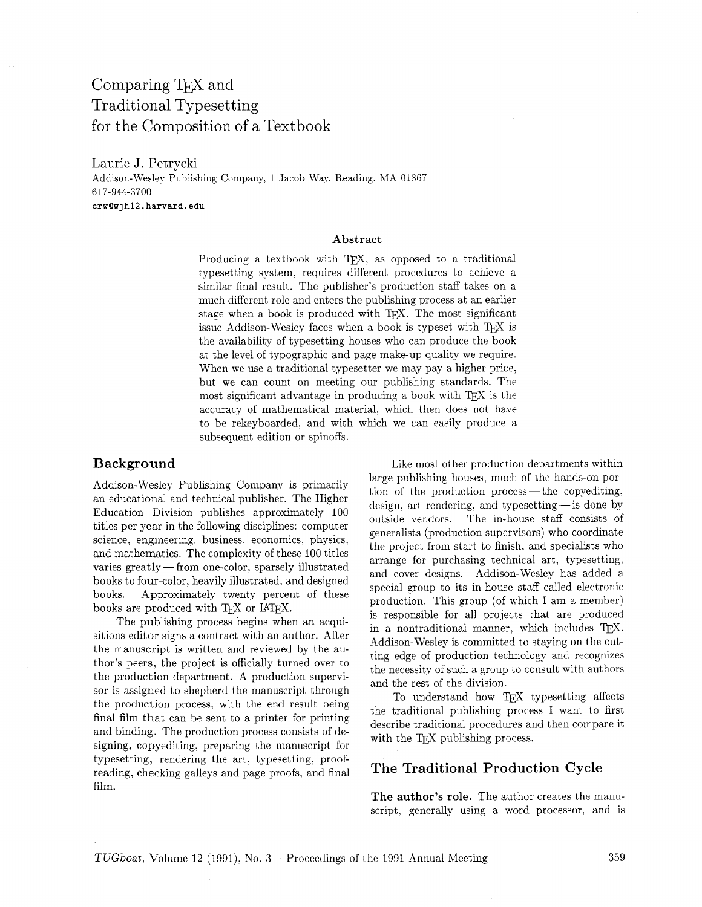# Comparing TEX and Traditional Typesetting for the Composition of a Textbook

Laurie J. Petrycki
Addison-Wesley Publishing Company, 1 Jacob Way, Reading, MA 01867
617-944-3700
crw@wjh12.harvard.edu

### Abstract

Producing a textbook with TEX, as opposed to a traditional typesetting system, requires different procedures to achieve a similar final result. The publisher's production staff takes on a much different role and enters the publishing process at an earlier stage when a book is produced with TEX. The most significant issue Addison-Wesley faces when a book is typeset with TEX is the availability of typesetting houses who can produce the book at the level of typographic and page make-up quality we require. When we use a traditional typesetter we may pay a higher price, but we can count on meeting our publishing standards. The most significant advantage in producing a book with TEX is the accuracy of mathematical material, which then does not have to be rekeyboarded, and with which we can easily produce a subsequent edition or spinoffs.

## Background

Addison-Wesley Publishing Company is primarily an educational and technical publisher. The Higher Education Division publishes approximately 100 titles per year in the following disciplines: computer science, engineering, business, economics, physics, and mathematics. The complexity of these 100 titles varies greatly — from one-color, sparsely illustrated books to four-color, heavily illustrated, and designed books. Approximately twenty percent of these books are produced with TEX or LATEX.

The publishing process begins when an acquisitions editor signs a contract with an author. After the manuscript is written and reviewed by the author's peers, the project is officially turned over to the production department. A production supervisor is assigned to shepherd the manuscript through the production process, with the end result being final film that can be sent to a printer for printing and binding. The production process consists of designing, copyediting, preparing the manuscript for typesetting, rendering the art, typesetting, proofreading, checking galleys and page proofs, and final film.

Like most other production departments within large publishing houses, much of the hands-on portion of the production process — the copyediting, design, art rendering, and typesetting — is done by outside vendors. The in-house staff consists of generalists (production supervisors) who coordinate the project from start to finish, and specialists who arrange for purchasing technical art, typesetting, and cover designs. Addison-Wesley has added a special group to its in-house staff called electronic production. This group (of which I am a member) is responsible for all projects that are produced in a nontraditional manner, which includes TEX. Addison-Wesley is committed to staying on the cutting edge of production technology and recognizes the necessity of such a group to consult with authors and the rest of the division.

To understand how TEX typesetting affects the traditional publishing process I want to first describe traditional procedures and then compare it with the TEX publishing process.

## The Traditional Production Cycle

**The author's role.** The author creates the manuscript, generally using a word processor, and is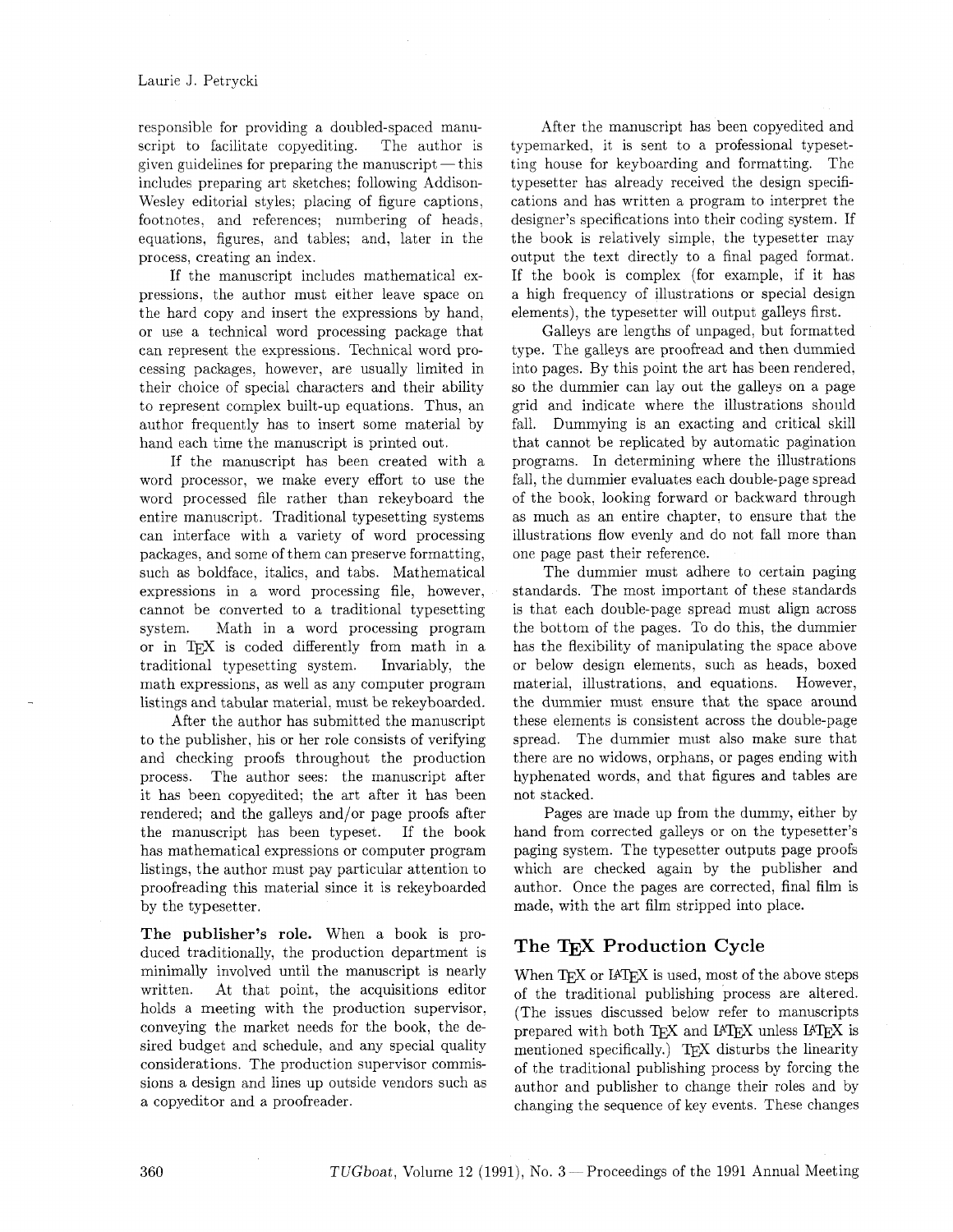responsible for providing a doubled-spaced manuscript to facilitate copyediting. The author is given guidelines for preparing the manuscript — this includes preparing art sketches; following Addison-Wesley editorial styles; placing of figure captions, footnotes, and references; numbering of heads, equations, figures, and tables; and, later in the process, creating an index.

If the manuscript includes mathematical expressions, the author must either leave space on the hard copy and insert the expressions by hand, or use a technical word processing package that can represent the expressions. Technical word processing packages, however, are usually limited in their choice of special characters and their ability to represent complex built-up equations. Thus, an author frequently has to insert some material by hand each time the manuscript is printed out.

If the manuscript has been created with a word processor, we make every effort to use the word processed file rather than rekeyboard the entire manuscript. Traditional typesetting systems can interface with a variety of word processing packages, and some of them can preserve formatting, such as boldface, italics, and tabs. Mathematical expressions in a word processing file, however, cannot be converted to a traditional typesetting system. Math in a word processing program or in TeX is coded differently from math in a traditional typesetting system. Invariably, the math expressions, as well as any computer program listings and tabular material, must be rekeyboarded.

After the author has submitted the manuscript to the publisher, his or her role consists of verifying and checking proofs throughout the production process. The author sees: the manuscript after it has been copyedited; the art after it has been rendered; and the galleys and/or page proofs after the manuscript has been typeset. If the book has mathematical expressions or computer program listings, the author must pay particular attention to proofreading this material since it is rekeyboarded by the typesetter.

**The publisher's role.** When a book is produced traditionally, the production department is minimally involved until the manuscript is nearly written. At that point, the acquisitions editor holds a meeting with the production supervisor, conveying the market needs for the book, the desired budget and schedule, and any special quality considerations. The production supervisor commissions a design and lines up outside vendors such as a copyeditor and a proofreader.

After the manuscript has been copyedited and typemarked, it is sent to a professional typesetting house for keyboarding and formatting. The typesetter has already received the design specifications and has written a program to interpret the designer's specifications into their coding system. If the book is relatively simple, the typesetter may output the text directly to a final paged format. If the book is complex (for example, if it has a high frequency of illustrations or special design elements), the typesetter will output galleys first.

Galleys are lengths of unpaged, but formatted type. The galleys are proofread and then dummied into pages. By this point the art has been rendered, so the dummier can lay out the galleys on a page grid and indicate where the illustrations should fall. Dummying is an exacting and critical skill that cannot be replicated by automatic pagination programs. In determining where the illustrations fall, the dummier evaluates each double-page spread of the book, looking forward or backward through as much as an entire chapter, to ensure that the illustrations flow evenly and do not fall more than one page past their reference.

The dummier must adhere to certain paging standards. The most important of these standards is that each double-page spread must align across the bottom of the pages. To do this, the dummier has the flexibility of manipulating the space above or below design elements, such as heads, boxed material, illustrations, and equations. However, the dummier must ensure that the space around these elements is consistent across the double-page spread. The dummier must also make sure that there are no widows, orphans, or pages ending with hyphenated words, and that figures and tables are not stacked.

Pages are made up from the dummy, either by hand from corrected galleys or on the typesetter's paging system. The typesetter outputs page proofs which are checked again by the publisher and author. Once the pages are corrected, final film is made, with the art film stripped into place.

## The TeX Production Cycle

When TeX or LaTeX is used, most of the above steps of the traditional publishing process are altered. (The issues discussed below refer to manuscripts prepared with both TeX and LaTeX unless LaTeX is mentioned specifically.) TeX disturbs the linearity of the traditional publishing process by forcing the author and publisher to change their roles and by changing the sequence of key events. These changes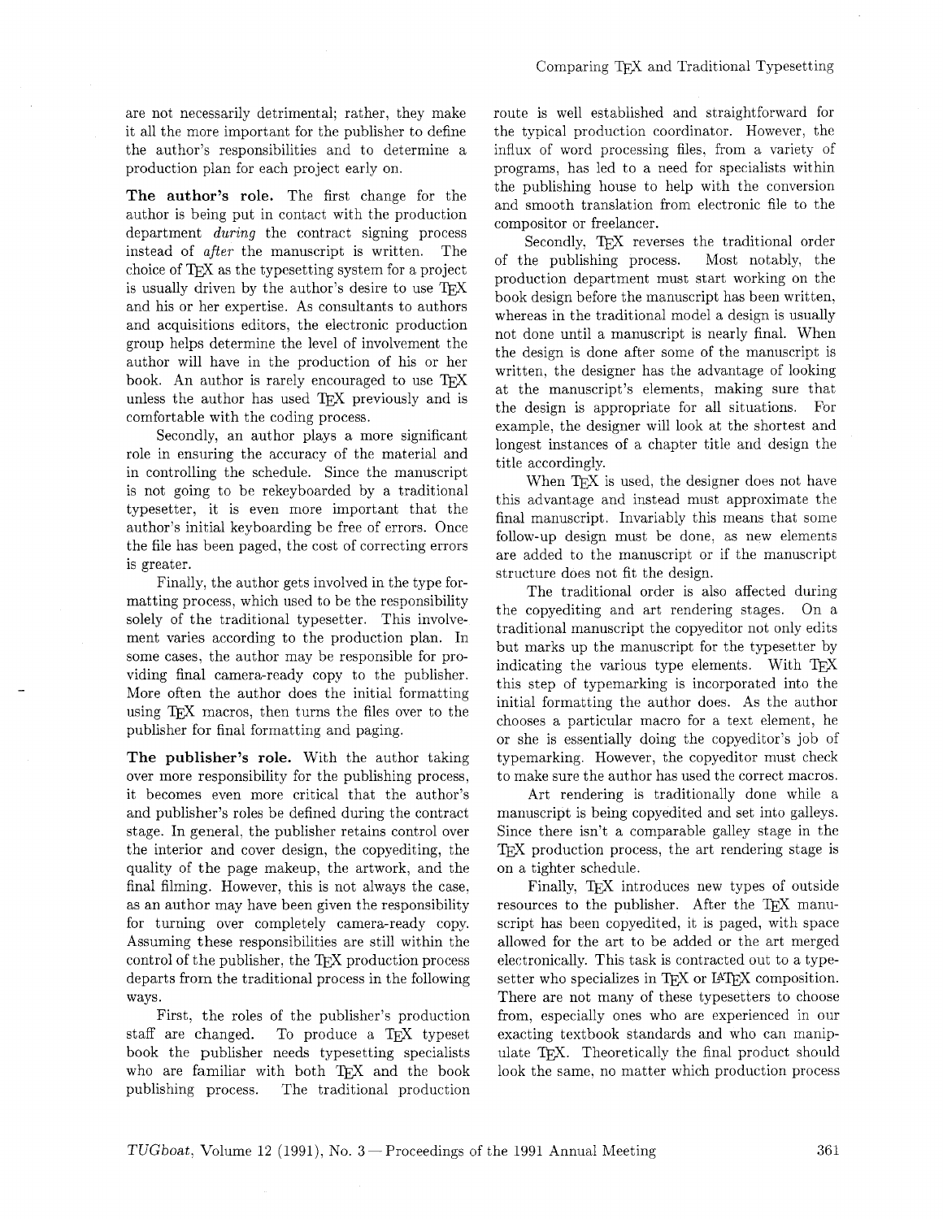are not necessarily detrimental; rather, they make it all the more important for the publisher to define the author's responsibilities and to determine a production plan for each project early on.

**The author's role.** The first change for the author is being put in contact with the production department *during* the contract signing process instead of *after* the manuscript is written. The choice of TeX as the typesetting system for a project is usually driven by the author's desire to use TeX and his or her expertise. As consultants to authors and acquisitions editors, the electronic production group helps determine the level of involvement the author will have in the production of his or her book. An author is rarely encouraged to use TeX unless the author has used TeX previously and is comfortable with the coding process.

Secondly, an author plays a more significant role in ensuring the accuracy of the material and in controlling the schedule. Since the manuscript is not going to be rekeyboarded by a traditional typesetter, it is even more important that the author's initial keyboarding be free of errors. Once the file has been paged, the cost of correcting errors is greater.

Finally, the author gets involved in the type formatting process, which used to be the responsibility solely of the traditional typesetter. This involvement varies according to the production plan. In some cases, the author may be responsible for providing final camera-ready copy to the publisher. More often the author does the initial formatting using TeX macros, then turns the files over to the publisher for final formatting and paging.

**The publisher's role.** With the author taking over more responsibility for the publishing process, it becomes even more critical that the author's and publisher's roles be defined during the contract stage. In general, the publisher retains control over the interior and cover design, the copyediting, the quality of the page makeup, the artwork, and the final filming. However, this is not always the case, as an author may have been given the responsibility for turning over completely camera-ready copy. Assuming these responsibilities are still within the control of the publisher, the TeX production process departs from the traditional process in the following ways.

First, the roles of the publisher's production staff are changed. To produce a TeX typeset book the publisher needs typesetting specialists who are familiar with both TeX and the book publishing process. The traditional production route is well established and straightforward for the typical production coordinator. However, the influx of word processing files, from a variety of programs, has led to a need for specialists within the publishing house to help with the conversion and smooth translation from electronic file to the compositor or freelancer.

Secondly, TeX reverses the traditional order of the publishing process. Most notably, the production department must start working on the book design before the manuscript has been written, whereas in the traditional model a design is usually not done until a manuscript is nearly final. When the design is done after some of the manuscript is written, the designer has the advantage of looking at the manuscript's elements, making sure that the design is appropriate for all situations. For example, the designer will look at the shortest and longest instances of a chapter title and design the title accordingly.

When TeX is used, the designer does not have this advantage and instead must approximate the final manuscript. Invariably this means that some follow-up design must be done, as new elements are added to the manuscript or if the manuscript structure does not fit the design.

The traditional order is also affected during the copyediting and art rendering stages. On a traditional manuscript the copyeditor not only edits but marks up the manuscript for the typesetter by indicating the various type elements. With TeX this step of typemarking is incorporated into the initial formatting the author does. As the author chooses a particular macro for a text element, he or she is essentially doing the copyeditor's job of typemarking. However, the copyeditor must check to make sure the author has used the correct macros.

Art rendering is traditionally done while a manuscript is being copyedited and set into galleys. Since there isn't a comparable galley stage in the TeX production process, the art rendering stage is on a tighter schedule.

Finally, TeX introduces new types of outside resources to the publisher. After the TeX manuscript has been copyedited, it is paged, with space allowed for the art to be added or the art merged electronically. This task is contracted out to a typesetter who specializes in TeX or LaTeX composition. There are not many of these typesetters to choose from, especially ones who are experienced in our exacting textbook standards and who can manipulate TeX. Theoretically the final product should look the same, no matter which production process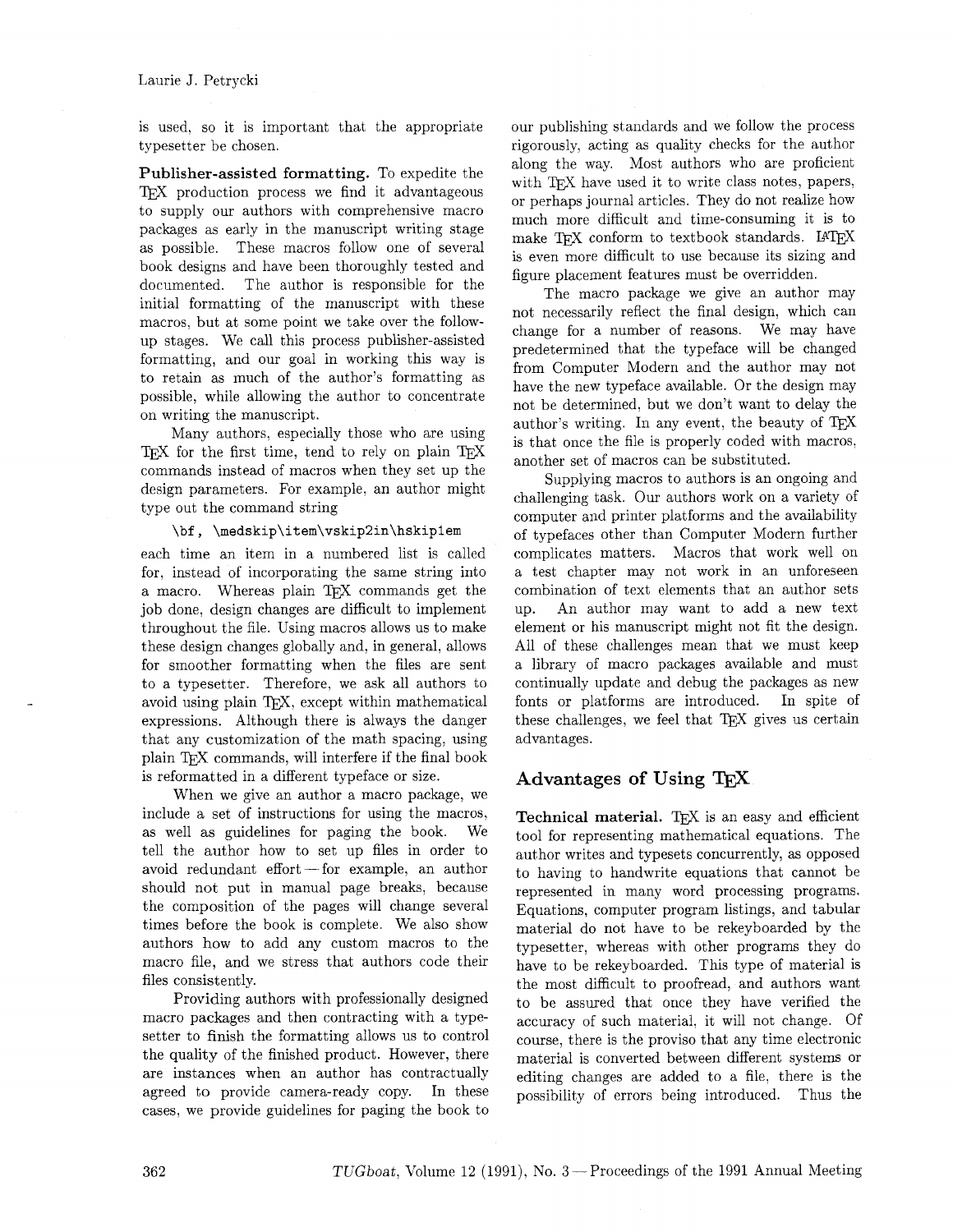is used, so it is important that the appropriate typesetter be chosen.

**Publisher-assisted formatting.** To expedite the TeX production process we find it advantageous to supply our authors with comprehensive macro packages as early in the manuscript writing stage as possible. These macros follow one of several book designs and have been thoroughly tested and documented. The author is responsible for the initial formatting of the manuscript with these macros, but at some point we take over the follow-up stages. We call this process publisher-assisted formatting, and our goal in working this way is to retain as much of the author's formatting as possible, while allowing the author to concentrate on writing the manuscript.

Many authors, especially those who are using TeX for the first time, tend to rely on plain TeX commands instead of macros when they set up the design parameters. For example, an author might type out the command string

```
\bf, \medskip\item\vskip2in\hskip1em
```

each time an item in a numbered list is called for, instead of incorporating the same string into a macro. Whereas plain TeX commands get the job done, design changes are difficult to implement throughout the file. Using macros allows us to make these design changes globally and, in general, allows for smoother formatting when the files are sent to a typesetter. Therefore, we ask all authors to avoid using plain TeX, except within mathematical expressions. Although there is always the danger that any customization of the math spacing, using plain TeX commands, will interfere if the final book is reformatted in a different typeface or size.

When we give an author a macro package, we include a set of instructions for using the macros, as well as guidelines for paging the book. We tell the author how to set up files in order to avoid redundant effort — for example, an author should not put in manual page breaks, because the composition of the pages will change several times before the book is complete. We also show authors how to add any custom macros to the macro file, and we stress that authors code their files consistently.

Providing authors with professionally designed macro packages and then contracting with a typesetter to finish the formatting allows us to control the quality of the finished product. However, there are instances when an author has contractually agreed to provide camera-ready copy. In these cases, we provide guidelines for paging the book to our publishing standards and we follow the process rigorously, acting as quality checks for the author along the way. Most authors who are proficient with TeX have used it to write class notes, papers, or perhaps journal articles. They do not realize how much more difficult and time-consuming it is to make TeX conform to textbook standards. LaTeX is even more difficult to use because its sizing and figure placement features must be overridden.

The macro package we give an author may not necessarily reflect the final design, which can change for a number of reasons. We may have predetermined that the typeface will be changed from Computer Modern and the author may not have the new typeface available. Or the design may not be determined, but we don't want to delay the author's writing. In any event, the beauty of TeX is that once the file is properly coded with macros, another set of macros can be substituted.

Supplying macros to authors is an ongoing and challenging task. Our authors work on a variety of computer and printer platforms and the availability of typefaces other than Computer Modern further complicates matters. Macros that work well on a test chapter may not work in an unforeseen combination of text elements that an author sets up. An author may want to add a new text element or his manuscript might not fit the design. All of these challenges mean that we must keep a library of macro packages available and must continually update and debug the packages as new fonts or platforms are introduced. In spite of these challenges, we feel that TeX gives us certain advantages.

## Advantages of Using TeX

**Technical material.** TeX is an easy and efficient tool for representing mathematical equations. The author writes and typesets concurrently, as opposed to having to handwrite equations that cannot be represented in many word processing programs. Equations, computer program listings, and tabular material do not have to be rekeyboarded by the typesetter, whereas with other programs they do have to be rekeyboarded. This type of material is the most difficult to proofread, and authors want to be assured that once they have verified the accuracy of such material, it will not change. Of course, there is the proviso that any time electronic material is converted between different systems or editing changes are added to a file, there is the possibility of errors being introduced. Thus the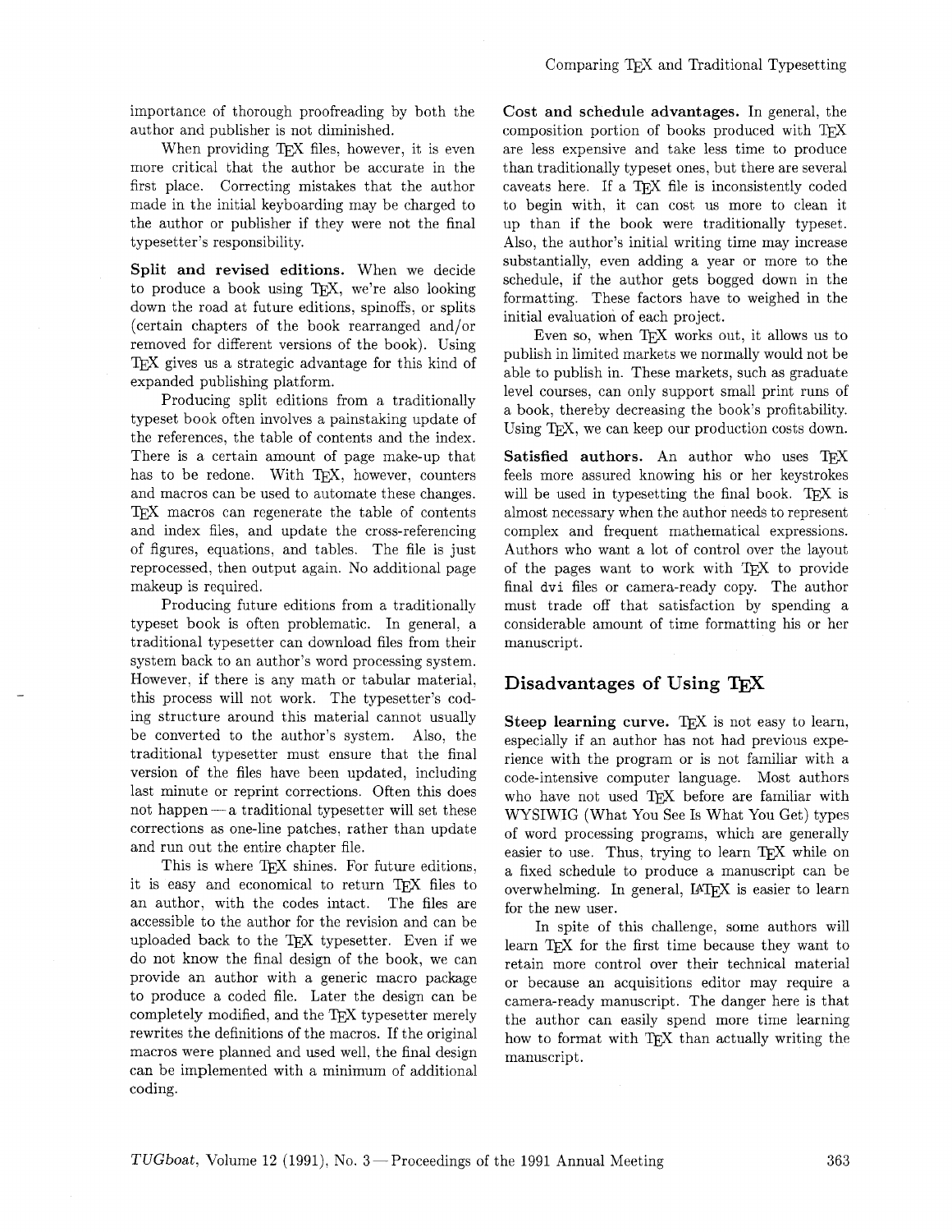importance of thorough proofreading by both the author and publisher is not diminished.

When providing TEX files, however, it is even more critical that the author be accurate in the first place. Correcting mistakes that the author made in the initial keyboarding may be charged to the author or publisher if they were not the final typesetter's responsibility.

**Split and revised editions.** When we decide to produce a book using TEX, we're also looking down the road at future editions, spinoffs, or splits (certain chapters of the book rearranged and/or removed for different versions of the book). Using TEX gives us a strategic advantage for this kind of expanded publishing platform.

Producing split editions from a traditionally typeset book often involves a painstaking update of the references, the table of contents and the index. There is a certain amount of page make-up that has to be redone. With TEX, however, counters and macros can be used to automate these changes. TEX macros can regenerate the table of contents and index files, and update the cross-referencing of figures, equations, and tables. The file is just reprocessed, then output again. No additional page makeup is required.

Producing future editions from a traditionally typeset book is often problematic. In general, a traditional typesetter can download files from their system back to an author's word processing system. However, if there is any math or tabular material, this process will not work. The typesetter's coding structure around this material cannot usually be converted to the author's system. Also, the traditional typesetter must ensure that the final version of the files have been updated, including last minute or reprint corrections. Often this does not happen — a traditional typesetter will set these corrections as one-line patches, rather than update and run out the entire chapter file.

This is where TEX shines. For future editions, it is easy and economical to return TEX files to an author, with the codes intact. The files are accessible to the author for the revision and can be uploaded back to the TEX typesetter. Even if we do not know the final design of the book, we can provide an author with a generic macro package to produce a coded file. Later the design can be completely modified, and the TEX typesetter merely rewrites the definitions of the macros. If the original macros were planned and used well, the final design can be implemented with a minimum of additional coding.

**Cost and schedule advantages.** In general, the composition portion of books produced with TEX are less expensive and take less time to produce than traditionally typeset ones, but there are several caveats here. If a TEX file is inconsistently coded to begin with, it can cost us more to clean it up than if the book were traditionally typeset. Also, the author's initial writing time may increase substantially, even adding a year or more to the schedule, if the author gets bogged down in the formatting. These factors have to weighed in the initial evaluation of each project.

Even so, when TEX works out, it allows us to publish in limited markets we normally would not be able to publish in. These markets, such as graduate level courses, can only support small print runs of a book, thereby decreasing the book's profitability. Using TEX, we can keep our production costs down.

**Satisfied authors.** An author who uses TEX feels more assured knowing his or her keystrokes will be used in typesetting the final book. TEX is almost necessary when the author needs to represent complex and frequent mathematical expressions. Authors who want a lot of control over the layout of the pages want to work with TEX to provide final `dvi` files or camera-ready copy. The author must trade off that satisfaction by spending a considerable amount of time formatting his or her manuscript.

## Disadvantages of Using TEX

**Steep learning curve.** TEX is not easy to learn, especially if an author has not had previous experience with the program or is not familiar with a code-intensive computer language. Most authors who have not used TEX before are familiar with WYSIWIG (What You See Is What You Get) types of word processing programs, which are generally easier to use. Thus, trying to learn TEX while on a fixed schedule to produce a manuscript can be overwhelming. In general, LATEX is easier to learn for the new user.

In spite of this challenge, some authors will learn TEX for the first time because they want to retain more control over their technical material or because an acquisitions editor may require a camera-ready manuscript. The danger here is that the author can easily spend more time learning how to format with TEX than actually writing the manuscript.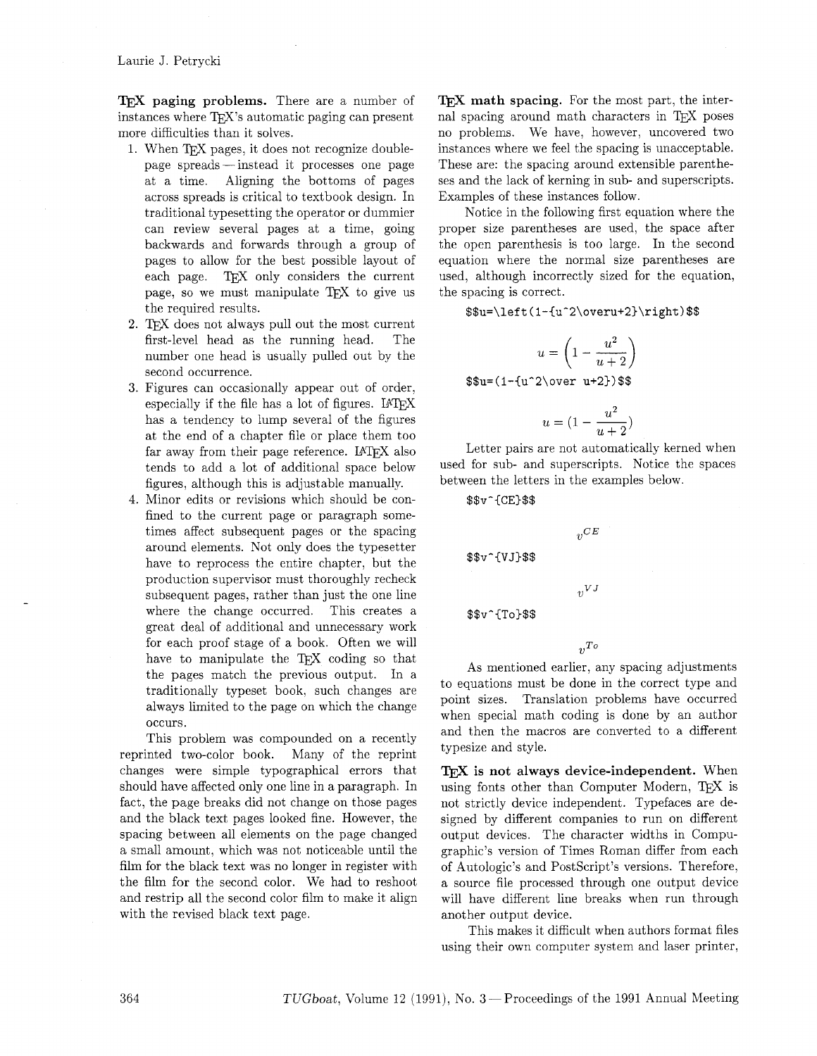**TeX paging problems.** There are a number of instances where TeX's automatic paging can present more difficulties than it solves.

1. When TeX pages, it does not recognize double-page spreads — instead it processes one page at a time. Aligning the bottoms of pages across spreads is critical to textbook design. In traditional typesetting the operator or dummier can review several pages at a time, going backwards and forwards through a group of pages to allow for the best possible layout of each page. TeX only considers the current page, so we must manipulate TeX to give us the required results.
2. TeX does not always pull out the most current first-level head as the running head. The number one head is usually pulled out by the second occurrence.
3. Figures can occasionally appear out of order, especially if the file has a lot of figures. LaTeX has a tendency to lump several of the figures at the end of a chapter file or place them too far away from their page reference. LaTeX also tends to add a lot of additional space below figures, although this is adjustable manually.
4. Minor edits or revisions which should be confined to the current page or paragraph sometimes affect subsequent pages or the spacing around elements. Not only does the typesetter have to reprocess the entire chapter, but the production supervisor must thoroughly recheck subsequent pages, rather than just the one line where the change occurred. This creates a great deal of additional and unnecessary work for each proof stage of a book. Often we will have to manipulate the TeX coding so that the pages match the previous output. In a traditionally typeset book, such changes are always limited to the page on which the change occurs.

This problem was compounded on a recently reprinted two-color book. Many of the reprint changes were simple typographical errors that should have affected only one line in a paragraph. In fact, the page breaks did not change on those pages and the black text pages looked fine. However, the spacing between all elements on the page changed a small amount, which was not noticeable until the film for the black text was no longer in register with the film for the second color. We had to reshoot and restrip all the second color film to make it align with the revised black text page.

**TeX math spacing.** For the most part, the internal spacing around math characters in TeX poses no problems. We have, however, uncovered two instances where we feel the spacing is unacceptable. These are: the spacing around extensible parentheses and the lack of kerning in sub- and superscripts. Examples of these instances follow.

Notice in the following first equation where the proper size parentheses are used, the space after the open parenthesis is too large. In the second equation where the normal size parentheses are used, although incorrectly sized for the equation, the spacing is correct.

```
$$u=\left(1-{u^2\overu+2}\right)$$
```

$$u = \left(1 - \frac{u^2}{u+2}\right)$$

```
$$u=(1-{u^2\over u+2})$$
```

$$u = (1 - \frac{u^2}{u+2})$$

Letter pairs are not automatically kerned when used for sub- and superscripts. Notice the spaces between the letters in the examples below.

```
$$v^{CE}$$
```

$$v^{CE}$$

```
$$v^{VJ}$$
```

$$v^{VJ}$$

```
$$v^{To}$$
```

$$v^{To}$$

As mentioned earlier, any spacing adjustments to equations must be done in the correct type and point sizes. Translation problems have occurred when special math coding is done by an author and then the macros are converted to a different typesize and style.

**TeX is not always device-independent.** When using fonts other than Computer Modern, TeX is not strictly device independent. Typefaces are designed by different companies to run on different output devices. The character widths in Compugraphic's version of Times Roman differ from each of Autologic's and PostScript's versions. Therefore, a source file processed through one output device will have different line breaks when run through another output device.

This makes it difficult when authors format files using their own computer system and laser printer,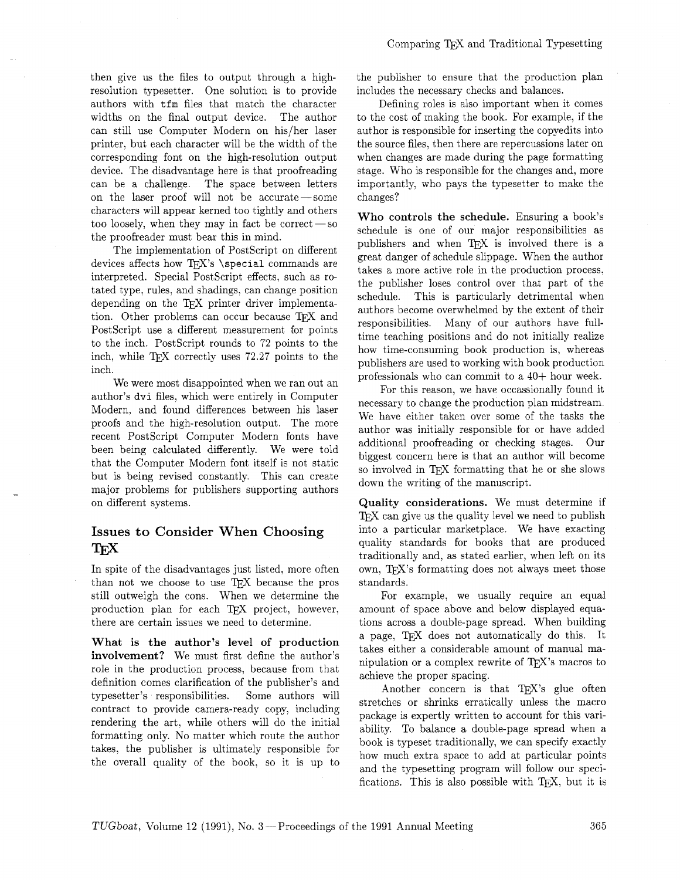then give us the files to output through a high-resolution typesetter. One solution is to provide authors with `tfm` files that match the character widths on the final output device. The author can still use Computer Modern on his/her laser printer, but each character will be the width of the corresponding font on the high-resolution output device. The disadvantage here is that proofreading can be a challenge. The space between letters on the laser proof will not be accurate — some characters will appear kerned too tightly and others too loosely, when they may in fact be correct — so the proofreader must bear this in mind.

The implementation of PostScript on different devices affects how TeX's `\special` commands are interpreted. Special PostScript effects, such as rotated type, rules, and shadings, can change position depending on the TeX printer driver implementation. Other problems can occur because TeX and PostScript use a different measurement for points to the inch. PostScript rounds to 72 points to the inch, while TeX correctly uses 72.27 points to the inch.

We were most disappointed when we ran out an author's `dvi` files, which were entirely in Computer Modern, and found differences between his laser proofs and the high-resolution output. The more recent PostScript Computer Modern fonts have been being calculated differently. We were told that the Computer Modern font itself is not static but is being revised constantly. This can create major problems for publishers supporting authors on different systems.

## Issues to Consider When Choosing TeX

In spite of the disadvantages just listed, more often than not we choose to use TeX because the pros still outweigh the cons. When we determine the production plan for each TeX project, however, there are certain issues we need to determine.

**What is the author's level of production involvement?** We must first define the author's role in the production process, because from that definition comes clarification of the publisher's and typesetter's responsibilities. Some authors will contract to provide camera-ready copy, including rendering the art, while others will do the initial formatting only. No matter which route the author takes, the publisher is ultimately responsible for the overall quality of the book, so it is up to the publisher to ensure that the production plan includes the necessary checks and balances.

Defining roles is also important when it comes to the cost of making the book. For example, if the author is responsible for inserting the copyedits into the source files, then there are repercussions later on when changes are made during the page formatting stage. Who is responsible for the changes and, more importantly, who pays the typesetter to make the changes?

**Who controls the schedule.** Ensuring a book's schedule is one of our major responsibilities as publishers and when TeX is involved there is a great danger of schedule slippage. When the author takes a more active role in the production process, the publisher loses control over that part of the schedule. This is particularly detrimental when authors become overwhelmed by the extent of their responsibilities. Many of our authors have full-time teaching positions and do not initially realize how time-consuming book production is, whereas publishers are used to working with book production professionals who can commit to a 40+ hour week.

For this reason, we have occassionally found it necessary to change the production plan midstream. We have either taken over some of the tasks the author was initially responsible for or have added additional proofreading or checking stages. Our biggest concern here is that an author will become so involved in TeX formatting that he or she slows down the writing of the manuscript.

**Quality considerations.** We must determine if TeX can give us the quality level we need to publish into a particular marketplace. We have exacting quality standards for books that are produced traditionally and, as stated earlier, when left on its own, TeX's formatting does not always meet those standards.

For example, we usually require an equal amount of space above and below displayed equations across a double-page spread. When building a page, TeX does not automatically do this. It takes either a considerable amount of manual manipulation or a complex rewrite of TeX's macros to achieve the proper spacing.

Another concern is that TeX's glue often stretches or shrinks erratically unless the macro package is expertly written to account for this variability. To balance a double-page spread when a book is typeset traditionally, we can specify exactly how much extra space to add at particular points and the typesetting program will follow our specifications. This is also possible with TeX, but it is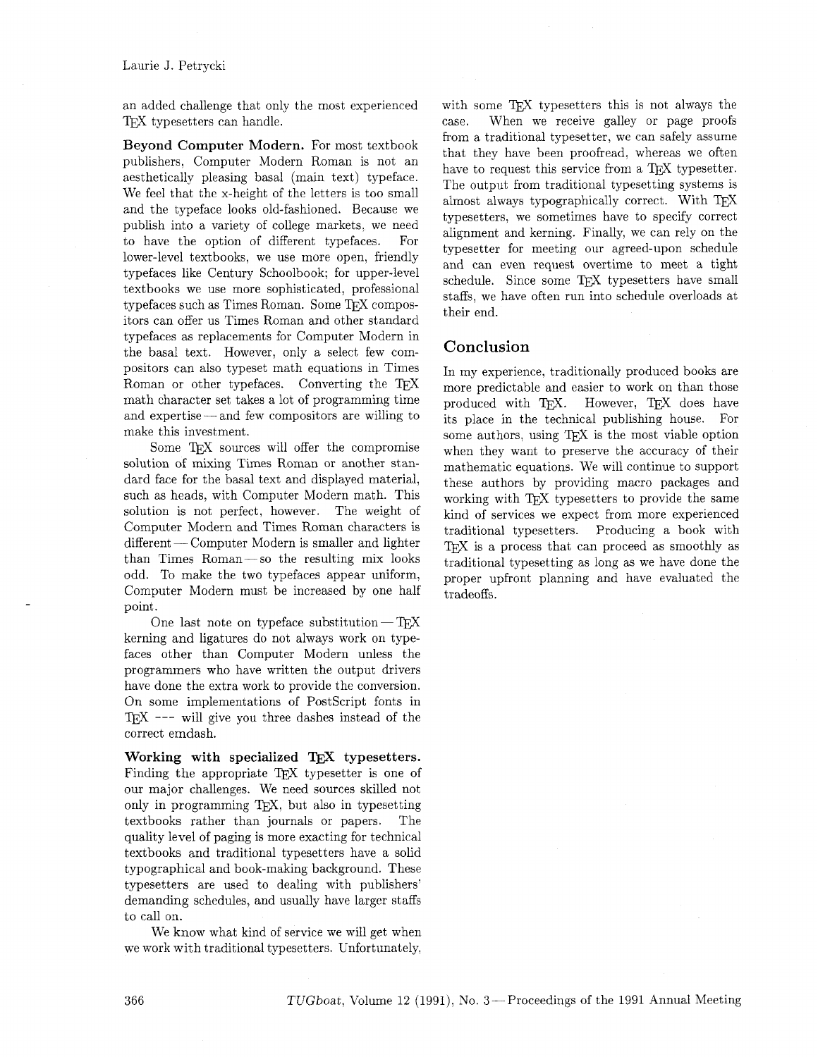an added challenge that only the most experienced TEX typesetters can handle.

**Beyond Computer Modern.** For most textbook publishers, Computer Modern Roman is not an aesthetically pleasing basal (main text) typeface. We feel that the x-height of the letters is too small and the typeface looks old-fashioned. Because we publish into a variety of college markets, we need to have the option of different typefaces. For lower-level textbooks, we use more open, friendly typefaces like Century Schoolbook; for upper-level textbooks we use more sophisticated, professional typefaces such as Times Roman. Some TEX compositors can offer us Times Roman and other standard typefaces as replacements for Computer Modern in the basal text. However, only a select few compositors can also typeset math equations in Times Roman or other typefaces. Converting the TEX math character set takes a lot of programming time and expertise — and few compositors are willing to make this investment.

Some TEX sources will offer the compromise solution of mixing Times Roman or another standard face for the basal text and displayed material, such as heads, with Computer Modern math. This solution is not perfect, however. The weight of Computer Modern and Times Roman characters is different — Computer Modern is smaller and lighter than Times Roman — so the resulting mix looks odd. To make the two typefaces appear uniform, Computer Modern must be increased by one half point.

One last note on typeface substitution — TEX kerning and ligatures do not always work on typefaces other than Computer Modern unless the programmers who have written the output drivers have done the extra work to provide the conversion. On some implementations of PostScript fonts in TEX `---` will give you three dashes instead of the correct emdash.

**Working with specialized TEX typesetters.** Finding the appropriate TEX typesetter is one of our major challenges. We need sources skilled not only in programming TEX, but also in typesetting textbooks rather than journals or papers. The quality level of paging is more exacting for technical textbooks and traditional typesetters have a solid typographical and book-making background. These typesetters are used to dealing with publishers' demanding schedules, and usually have larger staffs to call on.

We know what kind of service we will get when we work with traditional typesetters. Unfortunately, with some TEX typesetters this is not always the case. When we receive galley or page proofs from a traditional typesetter, we can safely assume that they have been proofread, whereas we often have to request this service from a TEX typesetter. The output from traditional typesetting systems is almost always typographically correct. With TEX typesetters, we sometimes have to specify correct alignment and kerning. Finally, we can rely on the typesetter for meeting our agreed-upon schedule and can even request overtime to meet a tight schedule. Since some TEX typesetters have small staffs, we have often run into schedule overloads at their end.

## Conclusion

In my experience, traditionally produced books are more predictable and easier to work on than those produced with TEX. However, TEX does have its place in the technical publishing house. For some authors, using TEX is the most viable option when they want to preserve the accuracy of their mathematic equations. We will continue to support these authors by providing macro packages and working with TEX typesetters to provide the same kind of services we expect from more experienced traditional typesetters. Producing a book with TEX is a process that can proceed as smoothly as traditional typesetting as long as we have done the proper upfront planning and have evaluated the tradeoffs.